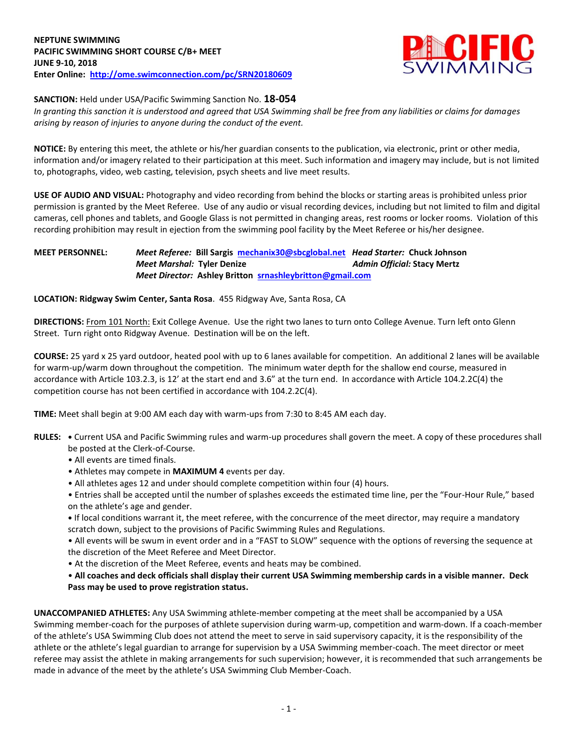**NEPTUNE SWIMMING**
**PACIFIC SWIMMING SHORT COURSE C/B+ MEET**
**JUNE 9-10, 2018**
**Enter Online: http://ome.swimconnection.com/pc/SRN20180609**

**SANCTION:** Held under USA/Pacific Swimming Sanction No. **18-054**
*In granting this sanction it is understood and agreed that USA Swimming shall be free from any liabilities or claims for damages arising by reason of injuries to anyone during the conduct of the event.*

**NOTICE:** By entering this meet, the athlete or his/her guardian consents to the publication, via electronic, print or other media, information and/or imagery related to their participation at this meet. Such information and imagery may include, but is not limited to, photographs, video, web casting, television, psych sheets and live meet results.

**USE OF AUDIO AND VISUAL:** Photography and video recording from behind the blocks or starting areas is prohibited unless prior permission is granted by the Meet Referee. Use of any audio or visual recording devices, including but not limited to film and digital cameras, cell phones and tablets, and Google Glass is not permitted in changing areas, rest rooms or locker rooms. Violation of this recording prohibition may result in ejection from the swimming pool facility by the Meet Referee or his/her designee.

**MEET PERSONNEL:** *Meet Referee:* **Bill Sargis** mechanix30@sbcglobal.net *Head Starter:* **Chuck Johnson**
*Meet Marshal:* **Tyler Denize** *Admin Official:* **Stacy Mertz**
*Meet Director:* **Ashley Britton** srnashleybritton@gmail.com

**LOCATION: Ridgway Swim Center, Santa Rosa**. 455 Ridgway Ave, Santa Rosa, CA

**DIRECTIONS:** From 101 North: Exit College Avenue. Use the right two lanes to turn onto College Avenue. Turn left onto Glenn Street. Turn right onto Ridgway Avenue. Destination will be on the left.

**COURSE:** 25 yard x 25 yard outdoor, heated pool with up to 6 lanes available for competition. An additional 2 lanes will be available for warm-up/warm down throughout the competition. The minimum water depth for the shallow end course, measured in accordance with Article 103.2.3, is 12' at the start end and 3.6" at the turn end. In accordance with Article 104.2.2C(4) the competition course has not been certified in accordance with 104.2.2C(4).

**TIME:** Meet shall begin at 9:00 AM each day with warm-ups from 7:30 to 8:45 AM each day.

**RULES:**
- Current USA and Pacific Swimming rules and warm-up procedures shall govern the meet. A copy of these procedures shall be posted at the Clerk-of-Course.
- All events are timed finals.
- Athletes may compete in **MAXIMUM 4** events per day.
- All athletes ages 12 and under should complete competition within four (4) hours.
- Entries shall be accepted until the number of splashes exceeds the estimated time line, per the "Four-Hour Rule," based on the athlete's age and gender.
- If local conditions warrant it, the meet referee, with the concurrence of the meet director, may require a mandatory scratch down, subject to the provisions of Pacific Swimming Rules and Regulations.
- All events will be swum in event order and in a "FAST to SLOW" sequence with the options of reversing the sequence at the discretion of the Meet Referee and Meet Director.
- At the discretion of the Meet Referee, events and heats may be combined.
- **All coaches and deck officials shall display their current USA Swimming membership cards in a visible manner. Deck Pass may be used to prove registration status.**

**UNACCOMPANIED ATHLETES:** Any USA Swimming athlete-member competing at the meet shall be accompanied by a USA Swimming member-coach for the purposes of athlete supervision during warm-up, competition and warm-down. If a coach-member of the athlete's USA Swimming Club does not attend the meet to serve in said supervisory capacity, it is the responsibility of the athlete or the athlete's legal guardian to arrange for supervision by a USA Swimming member-coach. The meet director or meet referee may assist the athlete in making arrangements for such supervision; however, it is recommended that such arrangements be made in advance of the meet by the athlete's USA Swimming Club Member-Coach.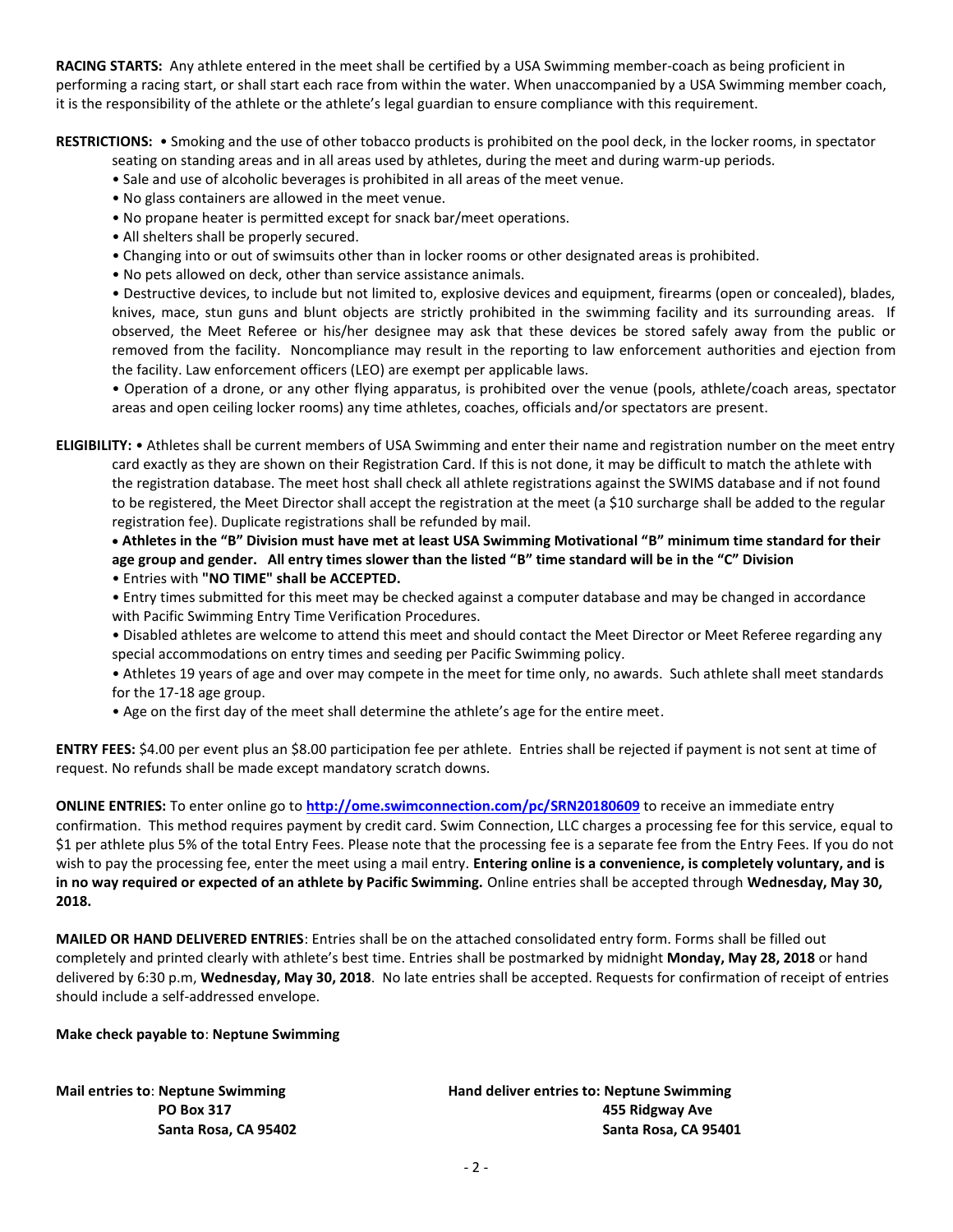**RACING STARTS:** Any athlete entered in the meet shall be certified by a USA Swimming member-coach as being proficient in performing a racing start, or shall start each race from within the water. When unaccompanied by a USA Swimming member coach, it is the responsibility of the athlete or the athlete's legal guardian to ensure compliance with this requirement.

**RESTRICTIONS:** • Smoking and the use of other tobacco products is prohibited on the pool deck, in the locker rooms, in spectator seating on standing areas and in all areas used by athletes, during the meet and during warm-up periods.

- Sale and use of alcoholic beverages is prohibited in all areas of the meet venue.
- No glass containers are allowed in the meet venue.
- No propane heater is permitted except for snack bar/meet operations.
- All shelters shall be properly secured.
- Changing into or out of swimsuits other than in locker rooms or other designated areas is prohibited.
- No pets allowed on deck, other than service assistance animals.
- Destructive devices, to include but not limited to, explosive devices and equipment, firearms (open or concealed), blades, knives, mace, stun guns and blunt objects are strictly prohibited in the swimming facility and its surrounding areas. If observed, the Meet Referee or his/her designee may ask that these devices be stored safely away from the public or removed from the facility. Noncompliance may result in the reporting to law enforcement authorities and ejection from the facility. Law enforcement officers (LEO) are exempt per applicable laws.
- Operation of a drone, or any other flying apparatus, is prohibited over the venue (pools, athlete/coach areas, spectator areas and open ceiling locker rooms) any time athletes, coaches, officials and/or spectators are present.

**ELIGIBILITY:** • Athletes shall be current members of USA Swimming and enter their name and registration number on the meet entry card exactly as they are shown on their Registration Card. If this is not done, it may be difficult to match the athlete with the registration database. The meet host shall check all athlete registrations against the SWIMS database and if not found to be registered, the Meet Director shall accept the registration at the meet (a $10 surcharge shall be added to the regular registration fee). Duplicate registrations shall be refunded by mail.

- **Athletes in the "B" Division must have met at least USA Swimming Motivational "B" minimum time standard for their age group and gender. All entry times slower than the listed "B" time standard will be in the "C" Division**
- Entries with **"NO TIME" shall be ACCEPTED.**
- Entry times submitted for this meet may be checked against a computer database and may be changed in accordance with Pacific Swimming Entry Time Verification Procedures.
- Disabled athletes are welcome to attend this meet and should contact the Meet Director or Meet Referee regarding any special accommodations on entry times and seeding per Pacific Swimming policy.
- Athletes 19 years of age and over may compete in the meet for time only, no awards. Such athlete shall meet standards for the 17-18 age group.
- Age on the first day of the meet shall determine the athlete's age for the entire meet.

**ENTRY FEES:** $4.00 per event plus an $8.00 participation fee per athlete. Entries shall be rejected if payment is not sent at time of request. No refunds shall be made except mandatory scratch downs.

**ONLINE ENTRIES:** To enter online go to **http://ome.swimconnection.com/pc/SRN20180609** to receive an immediate entry confirmation. This method requires payment by credit card. Swim Connection, LLC charges a processing fee for this service, equal to $1 per athlete plus 5% of the total Entry Fees. Please note that the processing fee is a separate fee from the Entry Fees. If you do not wish to pay the processing fee, enter the meet using a mail entry. **Entering online is a convenience, is completely voluntary, and is in no way required or expected of an athlete by Pacific Swimming.** Online entries shall be accepted through **Wednesday, May 30, 2018.**

**MAILED OR HAND DELIVERED ENTRIES**: Entries shall be on the attached consolidated entry form. Forms shall be filled out completely and printed clearly with athlete's best time. Entries shall be postmarked by midnight **Monday, May 28, 2018** or hand delivered by 6:30 p.m, **Wednesday, May 30, 2018**. No late entries shall be accepted. Requests for confirmation of receipt of entries should include a self-addressed envelope.

**Make check payable to**: **Neptune Swimming**

**Mail entries to**: **Neptune Swimming**
**PO Box 317**
**Santa Rosa, CA 95402**

**Hand deliver entries to: Neptune Swimming**
**455 Ridgway Ave**
**Santa Rosa, CA 95401**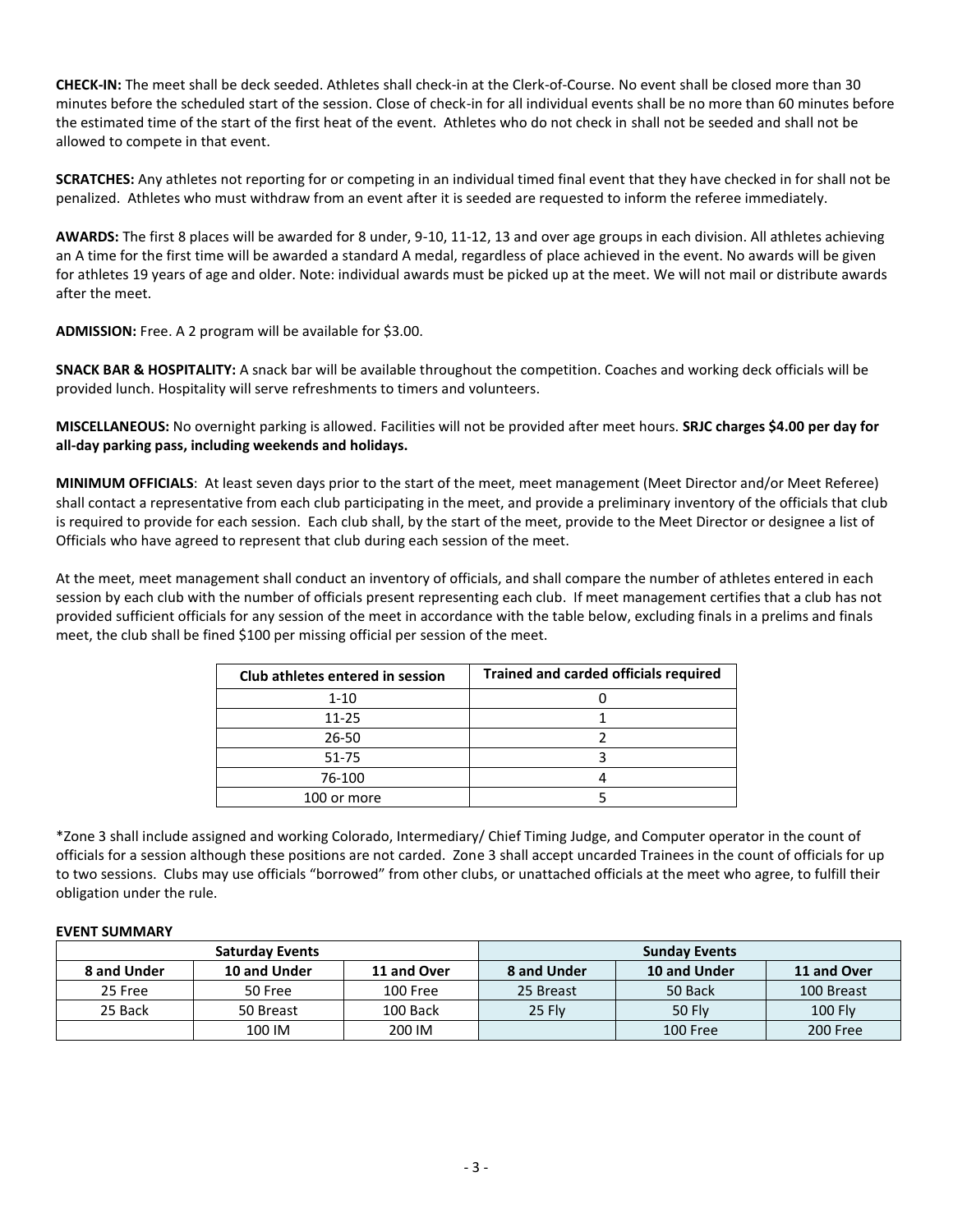**CHECK-IN:** The meet shall be deck seeded. Athletes shall check-in at the Clerk-of-Course. No event shall be closed more than 30 minutes before the scheduled start of the session. Close of check-in for all individual events shall be no more than 60 minutes before the estimated time of the start of the first heat of the event. Athletes who do not check in shall not be seeded and shall not be allowed to compete in that event.

**SCRATCHES:** Any athletes not reporting for or competing in an individual timed final event that they have checked in for shall not be penalized. Athletes who must withdraw from an event after it is seeded are requested to inform the referee immediately.

**AWARDS:** The first 8 places will be awarded for 8 under, 9-10, 11-12, 13 and over age groups in each division. All athletes achieving an A time for the first time will be awarded a standard A medal, regardless of place achieved in the event. No awards will be given for athletes 19 years of age and older. Note: individual awards must be picked up at the meet. We will not mail or distribute awards after the meet.

**ADMISSION:** Free. A 2 program will be available for $3.00.

**SNACK BAR & HOSPITALITY:** A snack bar will be available throughout the competition. Coaches and working deck officials will be provided lunch. Hospitality will serve refreshments to timers and volunteers.

**MISCELLANEOUS:** No overnight parking is allowed. Facilities will not be provided after meet hours. **SRJC charges $4.00 per day for all-day parking pass, including weekends and holidays.**

**MINIMUM OFFICIALS**: At least seven days prior to the start of the meet, meet management (Meet Director and/or Meet Referee) shall contact a representative from each club participating in the meet, and provide a preliminary inventory of the officials that club is required to provide for each session. Each club shall, by the start of the meet, provide to the Meet Director or designee a list of Officials who have agreed to represent that club during each session of the meet.

At the meet, meet management shall conduct an inventory of officials, and shall compare the number of athletes entered in each session by each club with the number of officials present representing each club. If meet management certifies that a club has not provided sufficient officials for any session of the meet in accordance with the table below, excluding finals in a prelims and finals meet, the club shall be fined $100 per missing official per session of the meet.

| Club athletes entered in session | Trained and carded officials required |
|---|---|
| 1-10 | 0 |
| 11-25 | 1 |
| 26-50 | 2 |
| 51-75 | 3 |
| 76-100 | 4 |
| 100 or more | 5 |

*Zone 3 shall include assigned and working Colorado, Intermediary/ Chief Timing Judge, and Computer operator in the count of officials for a session although these positions are not carded. Zone 3 shall accept uncarded Trainees in the count of officials for up to two sessions. Clubs may use officials "borrowed" from other clubs, or unattached officials at the meet who agree, to fulfill their obligation under the rule.

**EVENT SUMMARY**

| Saturday Events | | | Sunday Events | | |
|---|---|---|---|---|---|
| **8 and Under** | **10 and Under** | **11 and Over** | **8 and Under** | **10 and Under** | **11 and Over** |
| 25 Free | 50 Free | 100 Free | 25 Breast | 50 Back | 100 Breast |
| 25 Back | 50 Breast | 100 Back | 25 Fly | 50 Fly | 100 Fly |
| | 100 IM | 200 IM | | 100 Free | 200 Free |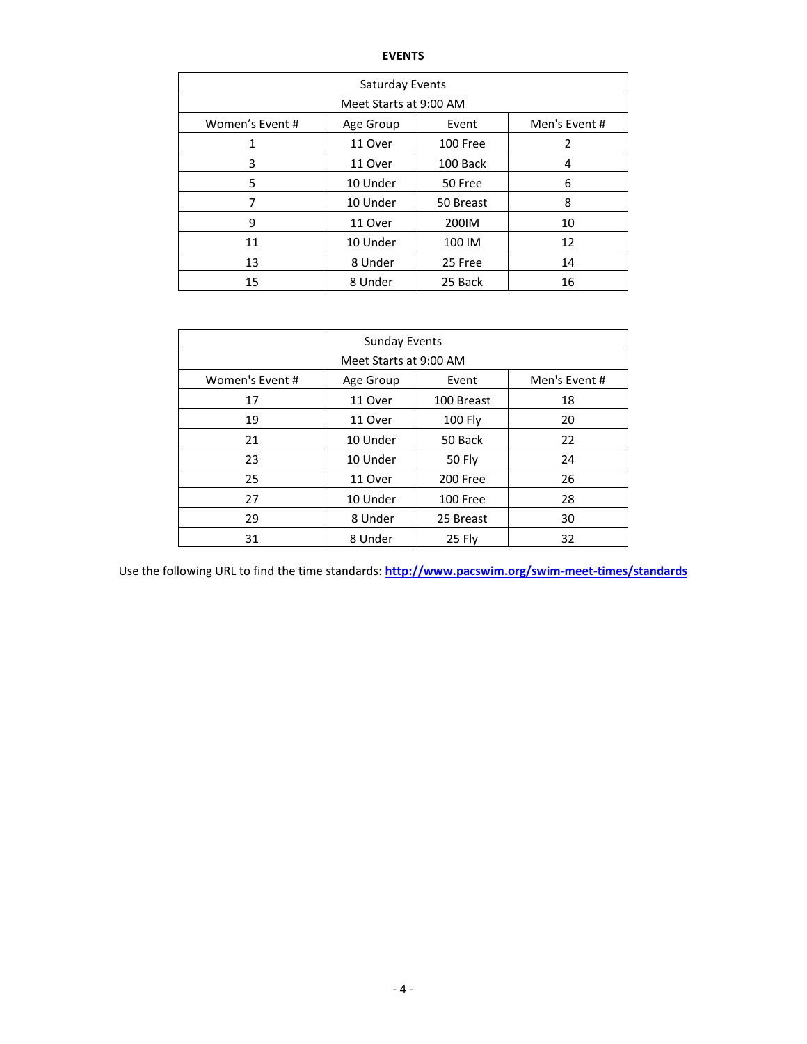## EVENTS

| Saturday Events | | | |
|---|---|---|---|
| Meet Starts at 9:00 AM | | | |
| Women's Event # | Age Group | Event | Men's Event # |
| 1 | 11 Over | 100 Free | 2 |
| 3 | 11 Over | 100 Back | 4 |
| 5 | 10 Under | 50 Free | 6 |
| 7 | 10 Under | 50 Breast | 8 |
| 9 | 11 Over | 200IM | 10 |
| 11 | 10 Under | 100 IM | 12 |
| 13 | 8 Under | 25 Free | 14 |
| 15 | 8 Under | 25 Back | 16 |

| Sunday Events | | | |
|---|---|---|---|
| Meet Starts at 9:00 AM | | | |
| Women's Event # | Age Group | Event | Men's Event # |
| 17 | 11 Over | 100 Breast | 18 |
| 19 | 11 Over | 100 Fly | 20 |
| 21 | 10 Under | 50 Back | 22 |
| 23 | 10 Under | 50 Fly | 24 |
| 25 | 11 Over | 200 Free | 26 |
| 27 | 10 Under | 100 Free | 28 |
| 29 | 8 Under | 25 Breast | 30 |
| 31 | 8 Under | 25 Fly | 32 |

Use the following URL to find the time standards: **http://www.pacswim.org/swim-meet-times/standards**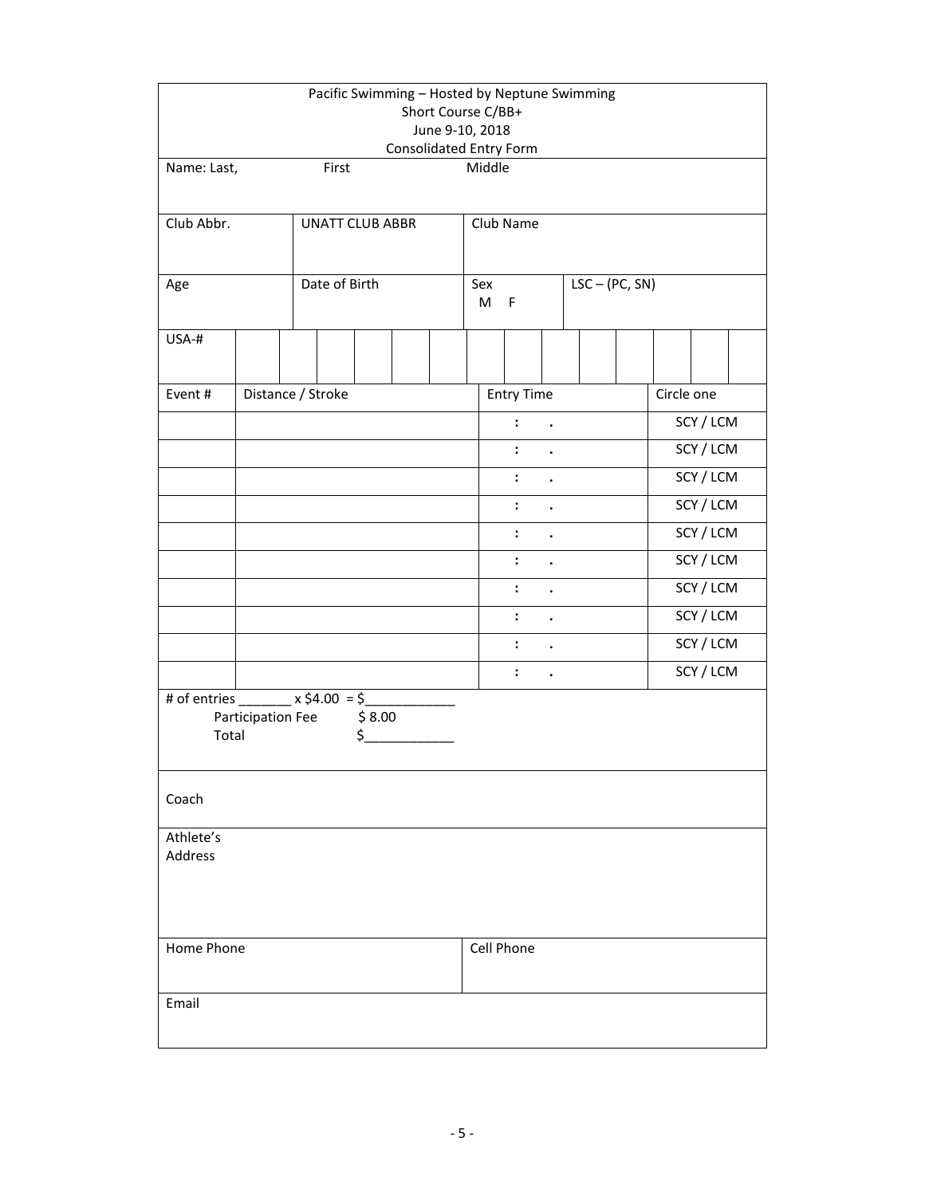Pacific Swimming – Hosted by Neptune Swimming
Short Course C/BB+
June 9-10, 2018
Consolidated Entry Form

| Name: Last, | First | Middle |
|---|---|---|
| | | |

| Club Abbr. | UNATT CLUB ABBR | Club Name | |
|---|---|---|---|
| | | | |
| Age | Date of Birth | Sex<br>M F | LSC – (PC, SN) |
| | | | |

| USA-# | | | | | | | | | | | | | | |
|---|---|---|---|---|---|---|---|---|---|---|---|---|---|---|

| Event # | Distance / Stroke | Entry Time | Circle one |
|---|---|---|---|
| | | : . | SCY / LCM |
| | | : . | SCY / LCM |
| | | : . | SCY / LCM |
| | | : . | SCY / LCM |
| | | : . | SCY / LCM |
| | | : . | SCY / LCM |
| | | : . | SCY / LCM |
| | | : . | SCY / LCM |
| | | : . | SCY / LCM |
| | | : . | SCY / LCM |

# of entries _______ x $4.00 = $____________
Participation Fee $ 8.00
Total $____________

Coach

Athlete's Address

| Home Phone | Cell Phone |
|---|---|
| | |

Email